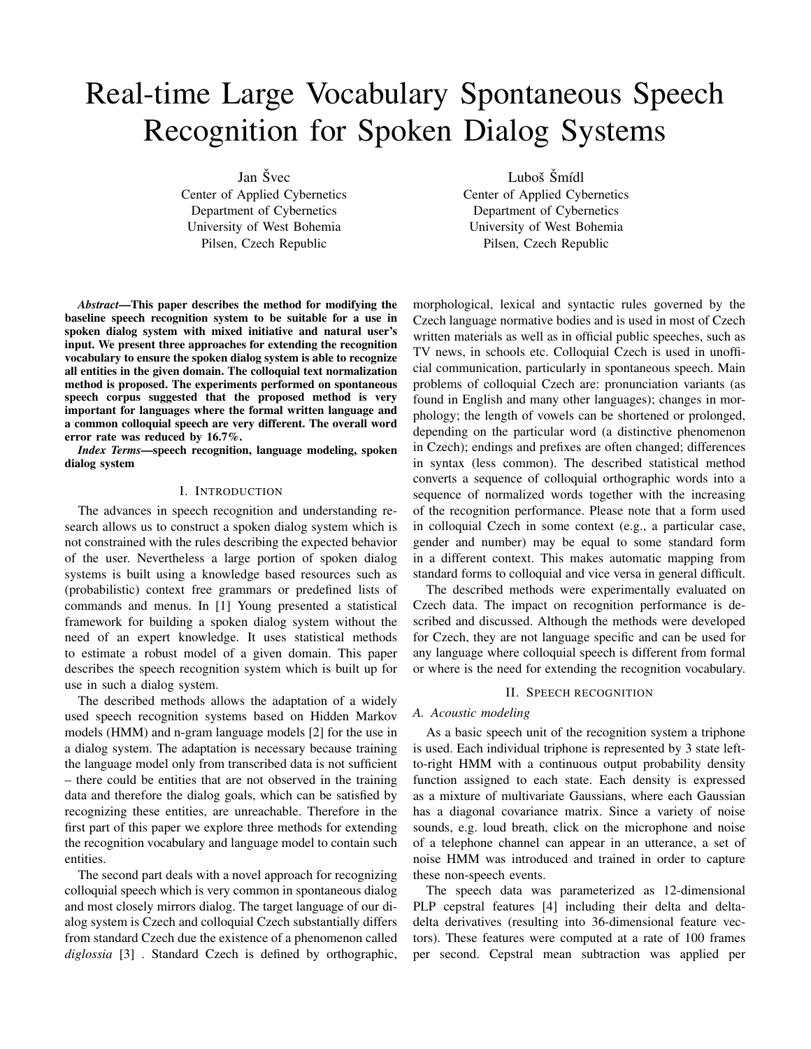# Real-time Large Vocabulary Spontaneous Speech Recognition for Spoken Dialog Systems

Jan Švec
Center of Applied Cybernetics
Department of Cybernetics
University of West Bohemia
Pilsen, Czech Republic

Luboš Šmídl
Center of Applied Cybernetics
Department of Cybernetics
University of West Bohemia
Pilsen, Czech Republic

***Abstract*—This paper describes the method for modifying the baseline speech recognition system to be suitable for a use in spoken dialog system with mixed initiative and natural user's input. We present three approaches for extending the recognition vocabulary to ensure the spoken dialog system is able to recognize all entities in the given domain. The colloquial text normalization method is proposed. The experiments performed on spontaneous speech corpus suggested that the proposed method is very important for languages where the formal written language and a common colloquial speech are very different. The overall word error rate was reduced by 16.7%.**

***Index Terms*—speech recognition, language modeling, spoken dialog system**

## I. Introduction

The advances in speech recognition and understanding research allows us to construct a spoken dialog system which is not constrained with the rules describing the expected behavior of the user. Nevertheless a large portion of spoken dialog systems is built using a knowledge based resources such as (probabilistic) context free grammars or predefined lists of commands and menus. In [1] Young presented a statistical framework for building a spoken dialog system without the need of an expert knowledge. It uses statistical methods to estimate a robust model of a given domain. This paper describes the speech recognition system which is built up for use in such a dialog system.

The described methods allows the adaptation of a widely used speech recognition systems based on Hidden Markov models (HMM) and n-gram language models [2] for the use in a dialog system. The adaptation is necessary because training the language model only from transcribed data is not sufficient – there could be entities that are not observed in the training data and therefore the dialog goals, which can be satisfied by recognizing these entities, are unreachable. Therefore in the first part of this paper we explore three methods for extending the recognition vocabulary and language model to contain such entities.

The second part deals with a novel approach for recognizing colloquial speech which is very common in spontaneous dialog and most closely mirrors dialog. The target language of our dialog system is Czech and colloquial Czech substantially differs from standard Czech due the existence of a phenomenon called *diglossia* [3] . Standard Czech is defined by orthographic, morphological, lexical and syntactic rules governed by the Czech language normative bodies and is used in most of Czech written materials as well as in official public speeches, such as TV news, in schools etc. Colloquial Czech is used in unofficial communication, particularly in spontaneous speech. Main problems of colloquial Czech are: pronunciation variants (as found in English and many other languages); changes in morphology; the length of vowels can be shortened or prolonged, depending on the particular word (a distinctive phenomenon in Czech); endings and prefixes are often changed; differences in syntax (less common). The described statistical method converts a sequence of colloquial orthographic words into a sequence of normalized words together with the increasing of the recognition performance. Please note that a form used in colloquial Czech in some context (e.g., a particular case, gender and number) may be equal to some standard form in a different context. This makes automatic mapping from standard forms to colloquial and vice versa in general difficult.

The described methods were experimentally evaluated on Czech data. The impact on recognition performance is described and discussed. Although the methods were developed for Czech, they are not language specific and can be used for any language where colloquial speech is different from formal or where is the need for extending the recognition vocabulary.

## II. Speech recognition

### A. Acoustic modeling

As a basic speech unit of the recognition system a triphone is used. Each individual triphone is represented by 3 state left-to-right HMM with a continuous output probability density function assigned to each state. Each density is expressed as a mixture of multivariate Gaussians, where each Gaussian has a diagonal covariance matrix. Since a variety of noise sounds, e.g. loud breath, click on the microphone and noise of a telephone channel can appear in an utterance, a set of noise HMM was introduced and trained in order to capture these non-speech events.

The speech data was parameterized as 12-dimensional PLP cepstral features [4] including their delta and delta-delta derivatives (resulting into 36-dimensional feature vectors). These features were computed at a rate of 100 frames per second. Cepstral mean subtraction was applied per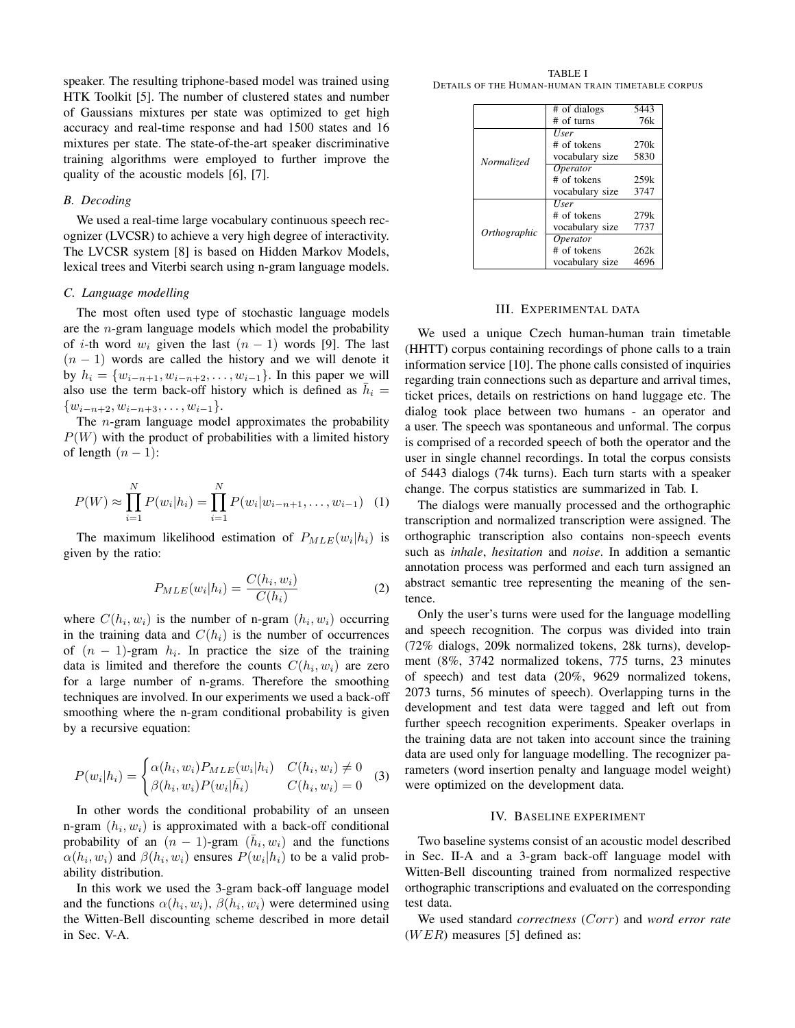speaker. The resulting triphone-based model was trained using HTK Toolkit [5]. The number of clustered states and number of Gaussians mixtures per state was optimized to get high accuracy and real-time response and had 1500 states and 16 mixtures per state. The state-of-the-art speaker discriminative training algorithms were employed to further improve the quality of the acoustic models [6], [7].

### *B. Decoding*

We used a real-time large vocabulary continuous speech recognizer (LVCSR) to achieve a very high degree of interactivity. The LVCSR system [8] is based on Hidden Markov Models, lexical trees and Viterbi search using n-gram language models.

### *C. Language modelling*

The most often used type of stochastic language models are the $n$-gram language models which model the probability of $i$-th word $w_i$ given the last $(n-1)$ words [9]. The last $(n-1)$ words are called the history and we will denote it by $h_i = \{w_{i-n+1}, w_{i-n+2}, \dots, w_{i-1}\}$. In this paper we will also use the term back-off history which is defined as $\bar{h}_i = \{w_{i-n+2}, w_{i-n+3}, \dots, w_{i-1}\}$.

The $n$-gram language model approximates the probability $P(W)$ with the product of probabilities with a limited history of length $(n-1)$:

$$P(W) \approx \prod_{i=1}^{N} P(w_i|h_i) = \prod_{i=1}^{N} P(w_i|w_{i-n+1}, \dots, w_{i-1}) \quad (1)$$

The maximum likelihood estimation of $P_{MLE}(w_i|h_i)$ is given by the ratio:

$$P_{MLE}(w_i|h_i) = \frac{C(h_i, w_i)}{C(h_i)} \quad (2)$$

where $C(h_i, w_i)$ is the number of n-gram $(h_i, w_i)$ occurring in the training data and $C(h_i)$ is the number of occurrences of $(n-1)$-gram $h_i$. In practice the size of the training data is limited and therefore the counts $C(h_i, w_i)$ are zero for a large number of n-grams. Therefore the smoothing techniques are involved. In our experiments we used a back-off smoothing where the n-gram conditional probability is given by a recursive equation:

$$P(w_i|h_i) = \begin{cases} \alpha(h_i, w_i) P_{MLE}(w_i|h_i) & C(h_i, w_i) \neq 0 \\ \beta(h_i, w_i) P(w_i|\bar{h}_i) & C(h_i, w_i) = 0 \end{cases} \quad (3)$$

In other words the conditional probability of an unseen n-gram $(h_i, w_i)$ is approximated with a back-off conditional probability of an $(n-1)$-gram $(\bar{h}_i, w_i)$ and the functions $\alpha(h_i, w_i)$ and $\beta(h_i, w_i)$ ensures $P(w_i|h_i)$ to be a valid probability distribution.

In this work we used the 3-gram back-off language model and the functions $\alpha(h_i, w_i)$, $\beta(h_i, w_i)$ were determined using the Witten-Bell discounting scheme described in more detail in Sec. V-A.

TABLE I

DETAILS OF THE HUMAN-HUMAN TRAIN TIMETABLE CORPUS

| | | |
|---|---|---|
| | # of dialogs | 5443 |
| | # of turns | 76k |
| *Normalized* | *User* | |
| | # of tokens | 270k |
| | vocabulary size | 5830 |
| | *Operator* | |
| | # of tokens | 259k |
| | vocabulary size | 3747 |
| *Orthographic* | *User* | |
| | # of tokens | 279k |
| | vocabulary size | 7737 |
| | *Operator* | |
| | # of tokens | 262k |
| | vocabulary size | 4696 |

## III. EXPERIMENTAL DATA

We used a unique Czech human-human train timetable (HHTT) corpus containing recordings of phone calls to a train information service [10]. The phone calls consisted of inquiries regarding train connections such as departure and arrival times, ticket prices, details on restrictions on hand luggage etc. The dialog took place between two humans - an operator and a user. The speech was spontaneous and unformal. The corpus is comprised of a recorded speech of both the operator and the user in single channel recordings. In total the corpus consists of 5443 dialogs (74k turns). Each turn starts with a speaker change. The corpus statistics are summarized in Tab. I.

The dialogs were manually processed and the orthographic transcription and normalized transcription were assigned. The orthographic transcription also contains non-speech events such as *inhale*, *hesitation* and *noise*. In addition a semantic annotation process was performed and each turn assigned an abstract semantic tree representing the meaning of the sentence.

Only the user's turns were used for the language modelling and speech recognition. The corpus was divided into train (72% dialogs, 209k normalized tokens, 28k turns), development (8%, 3742 normalized tokens, 775 turns, 23 minutes of speech) and test data (20%, 9629 normalized tokens, 2073 turns, 56 minutes of speech). Overlapping turns in the development and test data were tagged and left out from further speech recognition experiments. Speaker overlaps in the training data are not taken into account since the training data are used only for language modelling. The recognizer parameters (word insertion penalty and language model weight) were optimized on the development data.

## IV. BASELINE EXPERIMENT

Two baseline systems consist of an acoustic model described in Sec. II-A and a 3-gram back-off language model with Witten-Bell discounting trained from normalized respective orthographic transcriptions and evaluated on the corresponding test data.

We used standard *correctness* ($Corr$) and *word error rate* ($WER$) measures [5] defined as: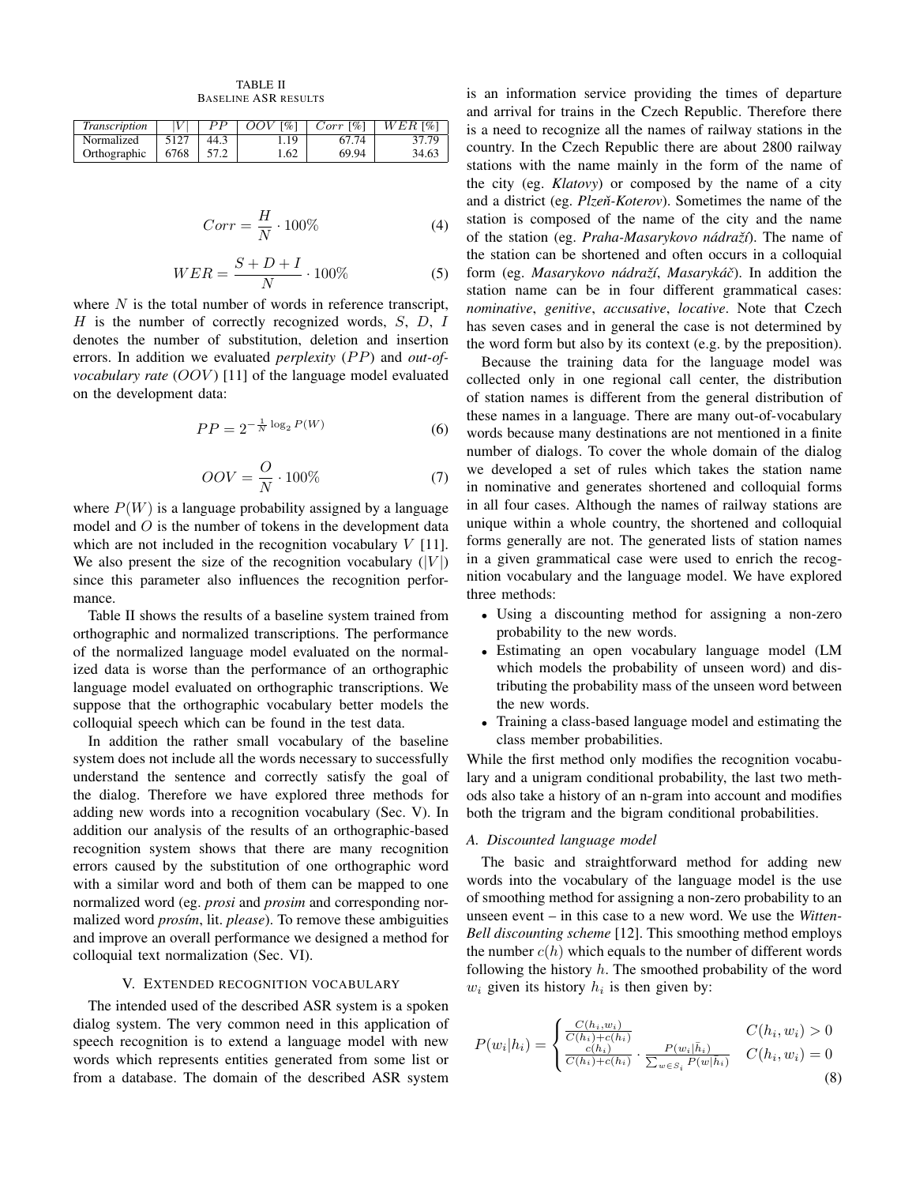TABLE II
BASELINE ASR RESULTS

| *Transcription* | $\|V\|$ | $PP$ | $OOV$ [%] | $Corr$ [%] | $WER$ [%] |
|---|---|---|---|---|---|
| Normalized | 5127 | 44.3 | 1.19 | 67.74 | 37.79 |
| Orthographic | 6768 | 57.2 | 1.62 | 69.94 | 34.63 |

$$Corr = \frac{H}{N} \cdot 100\% \tag{4}$$

$$WER = \frac{S + D + I}{N} \cdot 100\% \tag{5}$$

where $N$ is the total number of words in reference transcript, $H$ is the number of correctly recognized words, $S$, $D$, $I$ denotes the number of substitution, deletion and insertion errors. In addition we evaluated *perplexity* ($PP$) and *out-of-vocabulary rate* ($OOV$) [11] of the language model evaluated on the development data:

$$PP = 2^{-\frac{1}{N}\log_2 P(W)} \tag{6}$$

$$OOV = \frac{O}{N} \cdot 100\% \tag{7}$$

where $P(W)$ is a language probability assigned by a language model and $O$ is the number of tokens in the development data which are not included in the recognition vocabulary $V$ [11]. We also present the size of the recognition vocabulary ($|V|$) since this parameter also influences the recognition performance.

Table II shows the results of a baseline system trained from orthographic and normalized transcriptions. The performance of the normalized language model evaluated on the normalized data is worse than the performance of an orthographic language model evaluated on orthographic transcriptions. We suppose that the orthographic vocabulary better models the colloquial speech which can be found in the test data.

In addition the rather small vocabulary of the baseline system does not include all the words necessary to successfully understand the sentence and correctly satisfy the goal of the dialog. Therefore we have explored three methods for adding new words into a recognition vocabulary (Sec. V). In addition our analysis of the results of an orthographic-based recognition system shows that there are many recognition errors caused by the substitution of one orthographic word with a similar word and both of them can be mapped to one normalized word (eg. *prosi* and *prosim* and corresponding normalized word *prosím*, lit. *please*). To remove these ambiguities and improve an overall performance we designed a method for colloquial text normalization (Sec. VI).

## V. EXTENDED RECOGNITION VOCABULARY

The intended used of the described ASR system is a spoken dialog system. The very common need in this application of speech recognition is to extend a language model with new words which represents entities generated from some list or from a database. The domain of the described ASR system is an information service providing the times of departure and arrival for trains in the Czech Republic. Therefore there is a need to recognize all the names of railway stations in the country. In the Czech Republic there are about 2800 railway stations with the name mainly in the form of the name of the city (eg. *Klatovy*) or composed by the name of a city and a district (eg. *Plzeň-Koterov*). Sometimes the name of the station is composed of the name of the city and the name of the station (eg. *Praha-Masarykovo nádraží*). The name of the station can be shortened and often occurs in a colloquial form (eg. *Masarykovo nádraží*, *Masarykáč*). In addition the station name can be in four different grammatical cases: *nominative*, *genitive*, *accusative*, *locative*. Note that Czech has seven cases and in general the case is not determined by the word form but also by its context (e.g. by the preposition).

Because the training data for the language model was collected only in one regional call center, the distribution of station names is different from the general distribution of these names in a language. There are many out-of-vocabulary words because many destinations are not mentioned in a finite number of dialogs. To cover the whole domain of the dialog we developed a set of rules which takes the station name in nominative and generates shortened and colloquial forms in all four cases. Although the names of railway stations are unique within a whole country, the shortened and colloquial forms generally are not. The generated lists of station names in a given grammatical case were used to enrich the recognition vocabulary and the language model. We have explored three methods:

- Using a discounting method for assigning a non-zero probability to the new words.
- Estimating an open vocabulary language model (LM which models the probability of unseen word) and distributing the probability mass of the unseen word between the new words.
- Training a class-based language model and estimating the class member probabilities.

While the first method only modifies the recognition vocabulary and a unigram conditional probability, the last two methods also take a history of an n-gram into account and modifies both the trigram and the bigram conditional probabilities.

### A. Discounted language model

The basic and straightforward method for adding new words into the vocabulary of the language model is the use of smoothing method for assigning a non-zero probability to an unseen event – in this case to a new word. We use the *Witten-Bell discounting scheme* [12]. This smoothing method employs the number $c(h)$ which equals to the number of different words following the history $h$. The smoothed probability of the word $w_i$ given its history $h_i$ is then given by:

$$P(w_i|h_i) = \begin{cases} \frac{C(h_i,w_i)}{C(h_i)+c(h_i)} & C(h_i,w_i) > 0 \\ \frac{c(h_i)}{C(h_i)+c(h_i)} \cdot \frac{P(w_i|\bar{h}_i)}{\sum_{w \in S_i} P(w|\bar{h}_i)} & C(h_i,w_i) = 0 \end{cases} \tag{8}$$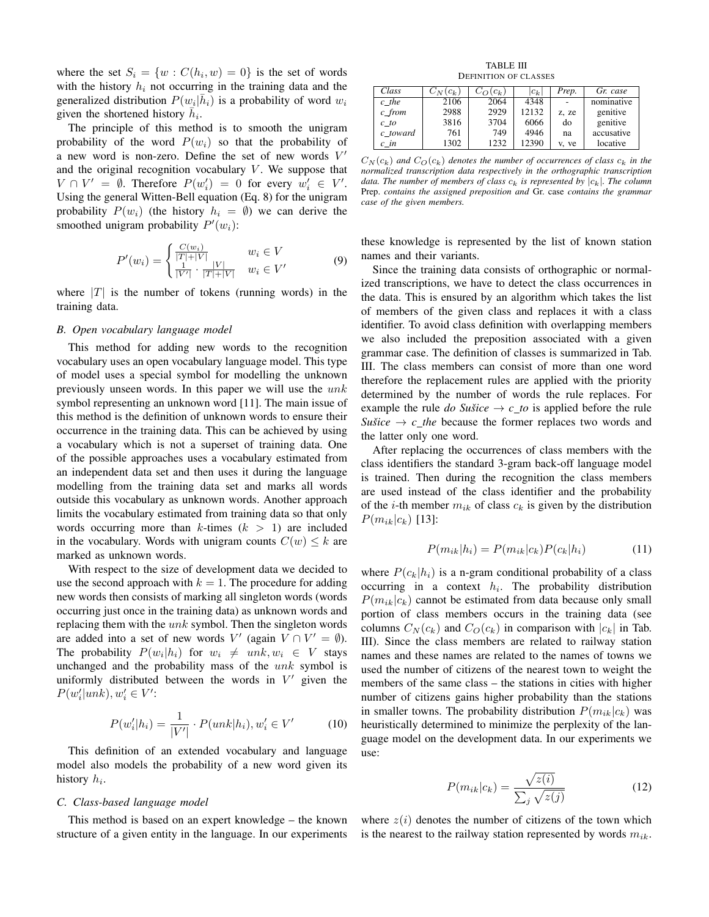where the set $S_i = \{w : C(h_i, w) = 0\}$ is the set of words with the history $h_i$ not occurring in the training data and the generalized distribution $P(w_i|\bar{h}_i)$ is a probability of word $w_i$ given the shortened history $\bar{h}_i$.

The principle of this method is to smooth the unigram probability of the word $P(w_i)$ so that the probability of a new word is non-zero. Define the set of new words $V'$ and the original recognition vocabulary $V$. We suppose that $V \cap V' = \emptyset$. Therefore $P(w_i') = 0$ for every $w_i' \in V'$. Using the general Witten-Bell equation (Eq. 8) for the unigram probability $P(w_i)$ (the history $h_i = \emptyset$) we can derive the smoothed unigram probability $P'(w_i)$:

$$P'(w_i) = \begin{cases} \frac{C(w_i)}{|T|+|V|} & w_i \in V \\ \frac{1}{|V'|} \cdot \frac{|V|}{|T|+|V|} & w_i \in V' \end{cases} \tag{9}$$

where $|T|$ is the number of tokens (running words) in the training data.

### B. Open vocabulary language model

This method for adding new words to the recognition vocabulary uses an open vocabulary language model. This type of model uses a special symbol for modelling the unknown previously unseen words. In this paper we will use the $unk$ symbol representing an unknown word [11]. The main issue of this method is the definition of unknown words to ensure their occurrence in the training data. This can be achieved by using a vocabulary which is not a superset of training data. One of the possible approaches uses a vocabulary estimated from an independent data set and then uses it during the language modelling from the training data set and marks all words outside this vocabulary as unknown words. Another approach limits the vocabulary estimated from training data so that only words occurring more than $k$-times ($k > 1$) are included in the vocabulary. Words with unigram counts $C(w) \leq k$ are marked as unknown words.

With respect to the size of development data we decided to use the second approach with $k = 1$. The procedure for adding new words then consists of marking all singleton words (words occurring just once in the training data) as unknown words and replacing them with the $unk$ symbol. Then the singleton words are added into a set of new words $V'$ (again $V \cap V' = \emptyset$). The probability $P(w_i|h_i)$ for $w_i \neq unk, w_i \in V$ stays unchanged and the probability mass of the $unk$ symbol is uniformly distributed between the words in $V'$ given the $P(w_i'|unk), w_i' \in V'$:

$$P(w_i'|h_i) = \frac{1}{|V'|} \cdot P(unk|h_i), w_i' \in V' \tag{10}$$

This definition of an extended vocabulary and language model also models the probability of a new word given its history $h_i$.

### C. Class-based language model

This method is based on an expert knowledge – the known structure of a given entity in the language. In our experiments these knowledge is represented by the list of known station names and their variants.

TABLE III
DEFINITION OF CLASSES

| Class | $C_N(c_k)$ | $C_O(c_k)$ | $\lvert c_k \rvert$ | Prep. | Gr. case |
|---|---|---|---|---|---|
| c_the | 2106 | 2064 | 4348 | - | nominative |
| c_from | 2988 | 2929 | 12132 | z, ze | genitive |
| c_to | 3816 | 3704 | 6066 | do | genitive |
| c_toward | 761 | 749 | 4946 | na | accusative |
| c_in | 1302 | 1232 | 12390 | v, ve | locative |

*$C_N(c_k)$ and $C_O(c_k)$ denotes the number of occurrences of class $c_k$ in the normalized transcription data respectively in the orthographic transcription data. The number of members of class $c_k$ is represented by $|c_k|$. The column* Prep. *contains the assigned preposition and* Gr. case *contains the grammar case of the given members.*

Since the training data consists of orthographic or normalized transcriptions, we have to detect the class occurrences in the data. This is ensured by an algorithm which takes the list of members of the given class and replaces it with a class identifier. To avoid class definition with overlapping members we also included the preposition associated with a given grammar case. The definition of classes is summarized in Tab. III. The class members can consist of more than one word therefore the replacement rules are applied with the priority determined by the number of words the rule replaces. For example the rule *do Sušice → c_to* is applied before the rule *Sušice → c_the* because the former replaces two words and the latter only one word.

After replacing the occurrences of class members with the class identifiers the standard 3-gram back-off language model is trained. Then during the recognition the class members are used instead of the class identifier and the probability of the $i$-th member $m_{ik}$ of class $c_k$ is given by the distribution $P(m_{ik}|c_k)$ [13]:

$$P(m_{ik}|h_i) = P(m_{ik}|c_k)P(c_k|h_i) \tag{11}$$

where $P(c_k|h_i)$ is a n-gram conditional probability of a class occurring in a context $h_i$. The probability distribution $P(m_{ik}|c_k)$ cannot be estimated from data because only small portion of class members occurs in the training data (see columns $C_N(c_k)$ and $C_O(c_k)$ in comparison with $|c_k|$ in Tab. III). Since the class members are related to railway station names and these names are related to the names of towns we used the number of citizens of the nearest town to weight the members of the same class – the stations in cities with higher number of citizens gains higher probability than the stations in smaller towns. The probability distribution $P(m_{ik}|c_k)$ was heuristically determined to minimize the perplexity of the language model on the development data. In our experiments we use:

$$P(m_{ik}|c_k) = \frac{\sqrt{z(i)}}{\sum_j \sqrt{z(j)}} \tag{12}$$

where $z(i)$ denotes the number of citizens of the town which is the nearest to the railway station represented by words $m_{ik}$.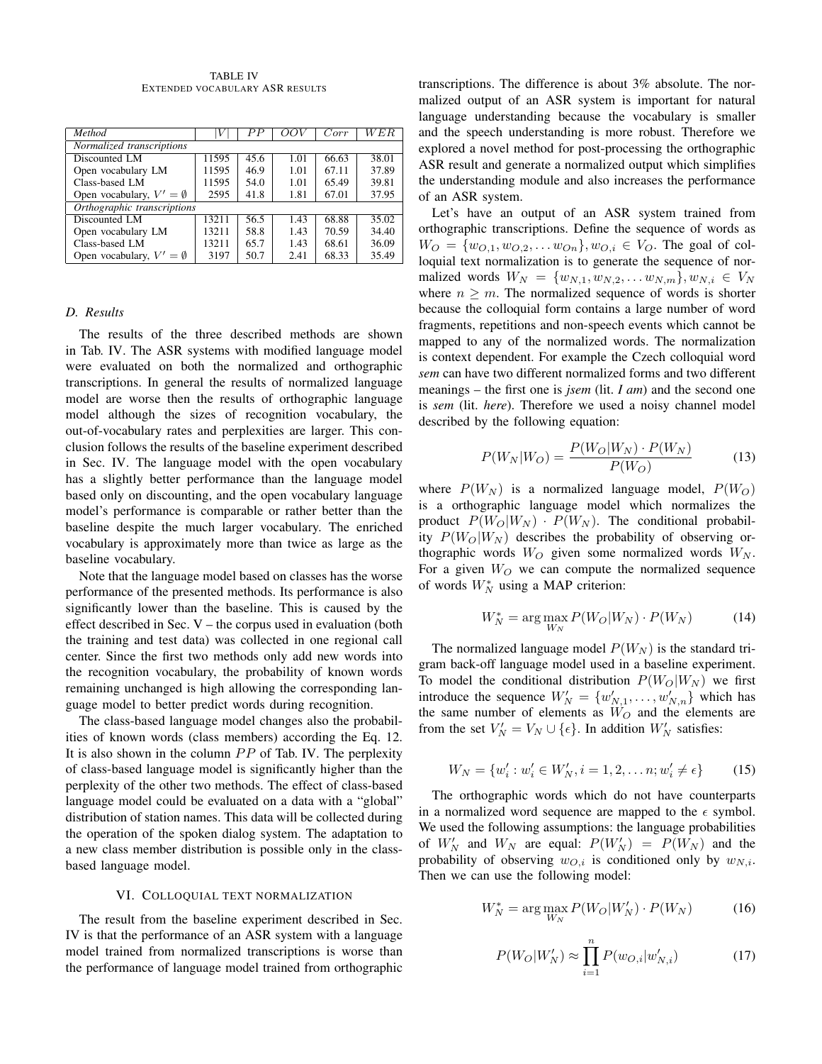TABLE IV
EXTENDED VOCABULARY ASR RESULTS

| *Method* | $\|V\|$ | $PP$ | $OOV$ | $Corr$ | $WER$ |
|---|---|---|---|---|---|
| *Normalized transcriptions* | | | | | |
| Discounted LM | 11595 | 45.6 | 1.01 | 66.63 | 38.01 |
| Open vocabulary LM | 11595 | 46.9 | 1.01 | 67.11 | 37.89 |
| Class-based LM | 11595 | 54.0 | 1.01 | 65.49 | 39.81 |
| Open vocabulary, $V' = \emptyset$ | 2595 | 41.8 | 1.81 | 67.01 | 37.95 |
| *Orthographic transcriptions* | | | | | |
| Discounted LM | 13211 | 56.5 | 1.43 | 68.88 | 35.02 |
| Open vocabulary LM | 13211 | 58.8 | 1.43 | 70.59 | 34.40 |
| Class-based LM | 13211 | 65.7 | 1.43 | 68.61 | 36.09 |
| Open vocabulary, $V' = \emptyset$ | 3197 | 50.7 | 2.41 | 68.33 | 35.49 |

### *D. Results*

The results of the three described methods are shown in Tab. IV. The ASR systems with modified language model were evaluated on both the normalized and orthographic transcriptions. In general the results of normalized language model are worse then the results of orthographic language model although the sizes of recognition vocabulary, the out-of-vocabulary rates and perplexities are larger. This conclusion follows the results of the baseline experiment described in Sec. IV. The language model with the open vocabulary has a slightly better performance than the language model based only on discounting, and the open vocabulary language model's performance is comparable or rather better than the baseline despite the much larger vocabulary. The enriched vocabulary is approximately more than twice as large as the baseline vocabulary.

Note that the language model based on classes has the worse performance of the presented methods. Its performance is also significantly lower than the baseline. This is caused by the effect described in Sec. V – the corpus used in evaluation (both the training and test data) was collected in one regional call center. Since the first two methods only add new words into the recognition vocabulary, the probability of known words remaining unchanged is high allowing the corresponding language model to better predict words during recognition.

The class-based language model changes also the probabilities of known words (class members) according the Eq. 12. It is also shown in the column $PP$ of Tab. IV. The perplexity of class-based language model is significantly higher than the perplexity of the other two methods. The effect of class-based language model could be evaluated on a data with a "global" distribution of station names. This data will be collected during the operation of the spoken dialog system. The adaptation to a new class member distribution is possible only in the class-based language model.

## VI. COLLOQUIAL TEXT NORMALIZATION

The result from the baseline experiment described in Sec. IV is that the performance of an ASR system with a language model trained from normalized transcriptions is worse than the performance of language model trained from orthographic transcriptions. The difference is about 3% absolute. The normalized output of an ASR system is important for natural language understanding because the vocabulary is smaller and the speech understanding is more robust. Therefore we explored a novel method for post-processing the orthographic ASR result and generate a normalized output which simplifies the understanding module and also increases the performance of an ASR system.

Let's have an output of an ASR system trained from orthographic transcriptions. Define the sequence of words as $W_O = \{w_{O,1}, w_{O,2}, \dots w_{On}\}, w_{O,i} \in V_O$. The goal of colloquial text normalization is to generate the sequence of normalized words $W_N = \{w_{N,1}, w_{N,2}, \dots w_{N,m}\}, w_{N,i} \in V_N$ where $n \geq m$. The normalized sequence of words is shorter because the colloquial form contains a large number of word fragments, repetitions and non-speech events which cannot be mapped to any of the normalized words. The normalization is context dependent. For example the Czech colloquial word *sem* can have two different normalized forms and two different meanings – the first one is *jsem* (lit. *I am*) and the second one is *sem* (lit. *here*). Therefore we used a noisy channel model described by the following equation:

$$P(W_N|W_O) = \frac{P(W_O|W_N) \cdot P(W_N)}{P(W_O)} \tag{13}$$

where $P(W_N)$ is a normalized language model, $P(W_O)$ is a orthographic language model which normalizes the product $P(W_O|W_N) \cdot P(W_N)$. The conditional probability $P(W_O|W_N)$ describes the probability of observing orthographic words $W_O$ given some normalized words $W_N$. For a given $W_O$ we can compute the normalized sequence of words $W_N^*$ using a MAP criterion:

$$W_N^* = \arg\max_{W_N} P(W_O|W_N) \cdot P(W_N) \tag{14}$$

The normalized language model $P(W_N)$ is the standard trigram back-off language model used in a baseline experiment. To model the conditional distribution $P(W_O|W_N)$ we first introduce the sequence $W'_N = \{w'_{N,1}, \dots, w'_{N,n}\}$ which has the same number of elements as $W_O$ and the elements are from the set $V'_N = V_N \cup \{\epsilon\}$. In addition $W'_N$ satisfies:

$$W_N = \{w'_i : w'_i \in W'_N, i = 1, 2, \dots n; w'_i \neq \epsilon\} \tag{15}$$

The orthographic words which do not have counterparts in a normalized word sequence are mapped to the $\epsilon$ symbol. We used the following assumptions: the language probabilities of $W'_N$ and $W_N$ are equal: $P(W'_N) = P(W_N)$ and the probability of observing $w_{O,i}$ is conditioned only by $w_{N,i}$. Then we can use the following model:

$$W_N^* = \arg\max_{W_N} P(W_O|W'_N) \cdot P(W_N) \tag{16}$$

$$P(W_O|W'_N) \approx \prod_{i=1}^{n} P(w_{O,i}|w'_{N,i}) \tag{17}$$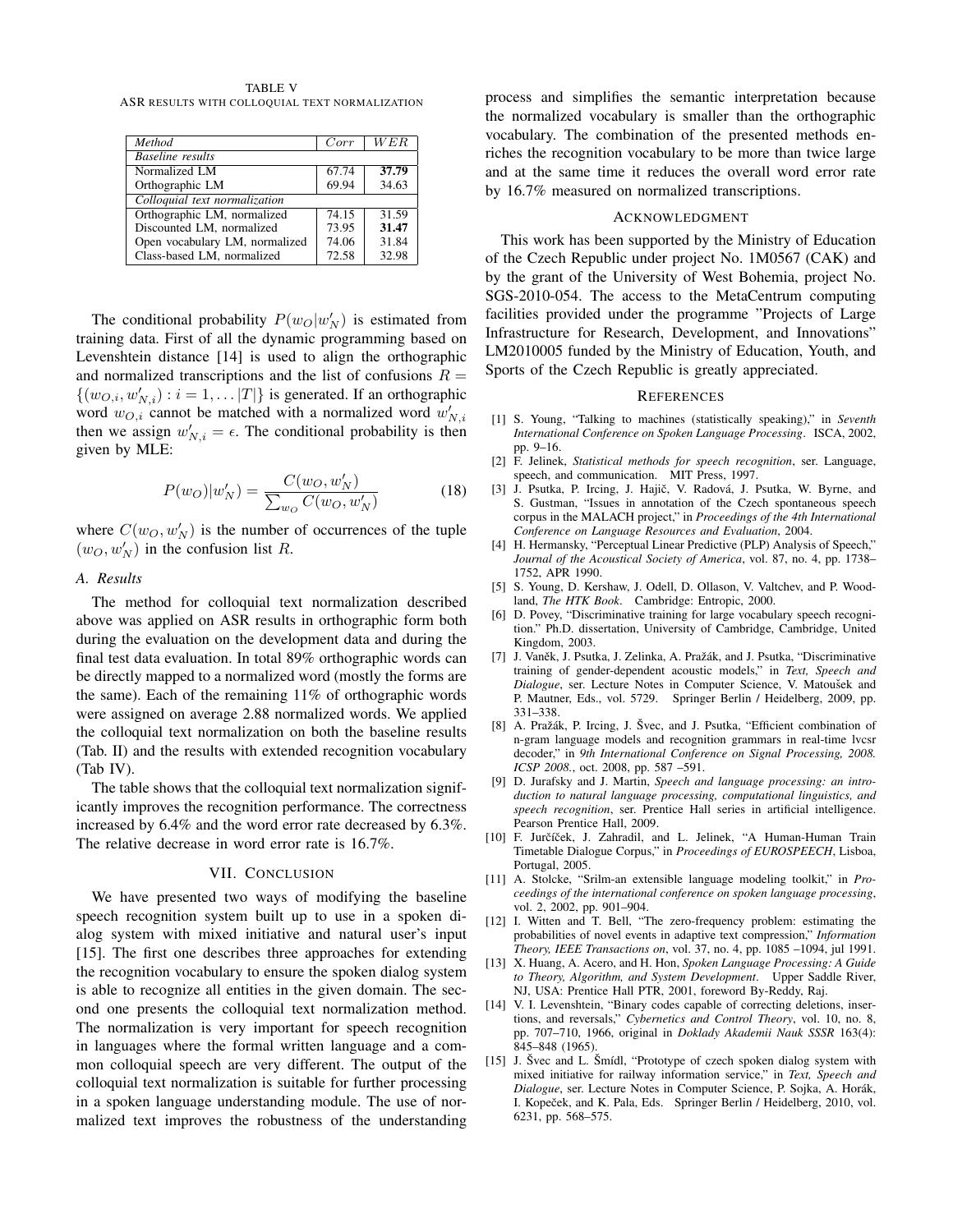TABLE V
ASR RESULTS WITH COLLOQUIAL TEXT NORMALIZATION

| *Method* | *Corr* | *WER* |
|---|---|---|
| *Baseline results* | | |
| Normalized LM | 67.74 | **37.79** |
| Orthographic LM | 69.94 | 34.63 |
| *Colloquial text normalization* | | |
| Orthographic LM, normalized | 74.15 | 31.59 |
| Discounted LM, normalized | 73.95 | **31.47** |
| Open vocabulary LM, normalized | 74.06 | 31.84 |
| Class-based LM, normalized | 72.58 | 32.98 |

The conditional probability $P(w_O|w'_N)$ is estimated from training data. First of all the dynamic programming based on Levenshtein distance [14] is used to align the orthographic and normalized transcriptions and the list of confusions $R = \{(w_{O,i}, w'_{N,i}) : i = 1, \ldots |T|\}$ is generated. If an orthographic word $w_{O,i}$ cannot be matched with a normalized word $w'_{N,i}$ then we assign $w'_{N,i} = \epsilon$. The conditional probability is then given by MLE:

$$P(w_O)|w'_N) = \frac{C(w_O, w'_N)}{\sum_{w_O} C(w_O, w'_N)} \tag{18}$$

where $C(w_O, w'_N)$ is the number of occurrences of the tuple $(w_O, w'_N)$ in the confusion list $R$.

### A. Results

The method for colloquial text normalization described above was applied on ASR results in orthographic form both during the evaluation on the development data and during the final test data evaluation. In total 89% orthographic words can be directly mapped to a normalized word (mostly the forms are the same). Each of the remaining 11% of orthographic words were assigned on average 2.88 normalized words. We applied the colloquial text normalization on both the baseline results (Tab. II) and the results with extended recognition vocabulary (Tab IV).

The table shows that the colloquial text normalization significantly improves the recognition performance. The correctness increased by 6.4% and the word error rate decreased by 6.3%. The relative decrease in word error rate is 16.7%.

## VII. CONCLUSION

We have presented two ways of modifying the baseline speech recognition system built up to use in a spoken dialog system with mixed initiative and natural user's input [15]. The first one describes three approaches for extending the recognition vocabulary to ensure the spoken dialog system is able to recognize all entities in the given domain. The second one presents the colloquial text normalization method. The normalization is very important for speech recognition in languages where the formal written language and a common colloquial speech are very different. The output of the colloquial text normalization is suitable for further processing in a spoken language understanding module. The use of normalized text improves the robustness of the understanding process and simplifies the semantic interpretation because the normalized vocabulary is smaller than the orthographic vocabulary. The combination of the presented methods enriches the recognition vocabulary to be more than twice large and at the same time it reduces the overall word error rate by 16.7% measured on normalized transcriptions.

## ACKNOWLEDGMENT

This work has been supported by the Ministry of Education of the Czech Republic under project No. 1M0567 (CAK) and by the grant of the University of West Bohemia, project No. SGS-2010-054. The access to the MetaCentrum computing facilities provided under the programme "Projects of Large Infrastructure for Research, Development, and Innovations" LM2010005 funded by the Ministry of Education, Youth, and Sports of the Czech Republic is greatly appreciated.

## REFERENCES

[1] S. Young, "Talking to machines (statistically speaking)," in *Seventh International Conference on Spoken Language Processing*. ISCA, 2002, pp. 9–16.

[2] F. Jelinek, *Statistical methods for speech recognition*, ser. Language, speech, and communication. MIT Press, 1997.

[3] J. Psutka, P. Ircing, J. Hajič, V. Radová, J. Psutka, W. Byrne, and S. Gustman, "Issues in annotation of the Czech spontaneous speech corpus in the MALACH project," in *Proceedings of the 4th International Conference on Language Resources and Evaluation*, 2004.

[4] H. Hermansky, "Perceptual Linear Predictive (PLP) Analysis of Speech," *Journal of the Acoustical Society of America*, vol. 87, no. 4, pp. 1738–1752, APR 1990.

[5] S. Young, D. Kershaw, J. Odell, D. Ollason, V. Valtchev, and P. Woodland, *The HTK Book*. Cambridge: Entropic, 2000.

[6] D. Povey, "Discriminative training for large vocabulary speech recognition." Ph.D. dissertation, University of Cambridge, Cambridge, United Kingdom, 2003.

[7] J. Vaněk, J. Psutka, J. Zelinka, A. Pražák, and J. Psutka, "Discriminative training of gender-dependent acoustic models," in *Text, Speech and Dialogue*, ser. Lecture Notes in Computer Science, V. Matoušek and P. Mautner, Eds., vol. 5729. Springer Berlin / Heidelberg, 2009, pp. 331–338.

[8] A. Pražák, P. Ircing, J. Švec, and J. Psutka, "Efficient combination of n-gram language models and recognition grammars in real-time lvcsr decoder," in *9th International Conference on Signal Processing, 2008. ICSP 2008.*, oct. 2008, pp. 587 –591.

[9] D. Jurafsky and J. Martin, *Speech and language processing: an introduction to natural language processing, computational linguistics, and speech recognition*, ser. Prentice Hall series in artificial intelligence. Pearson Prentice Hall, 2009.

[10] F. Jurčíček, J. Zahradil, and L. Jelinek, "A Human-Human Train Timetable Dialogue Corpus," in *Proceedings of EUROSPEECH*, Lisboa, Portugal, 2005.

[11] A. Stolcke, "Srilm-an extensible language modeling toolkit," in *Proceedings of the international conference on spoken language processing*, vol. 2, 2002, pp. 901–904.

[12] I. Witten and T. Bell, "The zero-frequency problem: estimating the probabilities of novel events in adaptive text compression," *Information Theory, IEEE Transactions on*, vol. 37, no. 4, pp. 1085 –1094, jul 1991.

[13] X. Huang, A. Acero, and H. Hon, *Spoken Language Processing: A Guide to Theory, Algorithm, and System Development*. Upper Saddle River, NJ, USA: Prentice Hall PTR, 2001, foreword By-Reddy, Raj.

[14] V. I. Levenshtein, "Binary codes capable of correcting deletions, insertions, and reversals," *Cybernetics and Control Theory*, vol. 10, no. 8, pp. 707–710, 1966, original in *Doklady Akademii Nauk SSSR* 163(4): 845–848 (1965).

[15] J. Švec and L. Šmídl, "Prototype of czech spoken dialog system with mixed initiative for railway information service," in *Text, Speech and Dialogue*, ser. Lecture Notes in Computer Science, P. Sojka, A. Horák, I. Kopeček, and K. Pala, Eds. Springer Berlin / Heidelberg, 2010, vol. 6231, pp. 568–575.